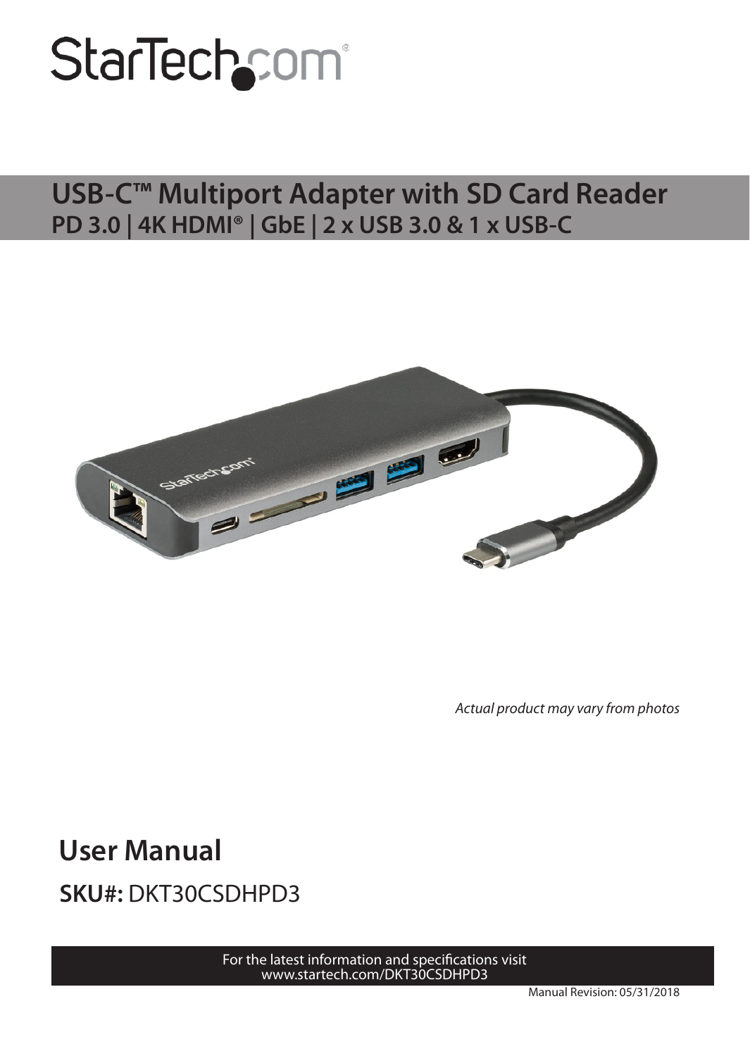StarTech.com

# USB-C™ Multiport Adapter with SD Card Reader

## PD 3.0 | 4K HDMI® | GbE | 2 x USB 3.0 & 1 x USB-C

*Actual product may vary from photos*

# User Manual

**SKU#:** DKT30CSDHPD3

For the latest information and specifications visit
www.startech.com/DKT30CSDHPD3

Manual Revision: 05/31/2018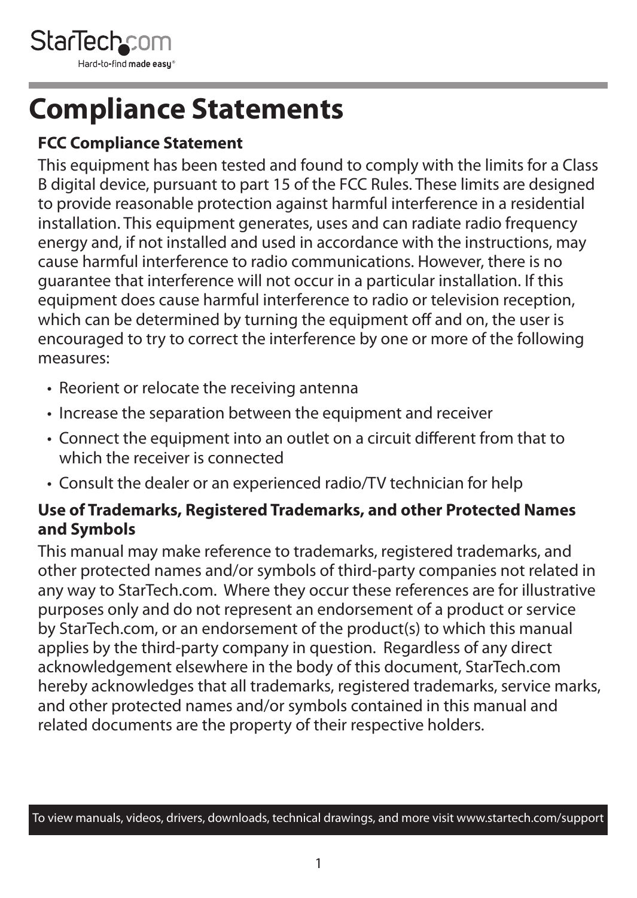# Compliance Statements

### FCC Compliance Statement

This equipment has been tested and found to comply with the limits for a Class B digital device, pursuant to part 15 of the FCC Rules. These limits are designed to provide reasonable protection against harmful interference in a residential installation. This equipment generates, uses and can radiate radio frequency energy and, if not installed and used in accordance with the instructions, may cause harmful interference to radio communications. However, there is no guarantee that interference will not occur in a particular installation. If this equipment does cause harmful interference to radio or television reception, which can be determined by turning the equipment off and on, the user is encouraged to try to correct the interference by one or more of the following measures:

- Reorient or relocate the receiving antenna
- Increase the separation between the equipment and receiver
- Connect the equipment into an outlet on a circuit different from that to which the receiver is connected
- Consult the dealer or an experienced radio/TV technician for help

### Use of Trademarks, Registered Trademarks, and other Protected Names and Symbols

This manual may make reference to trademarks, registered trademarks, and other protected names and/or symbols of third-party companies not related in any way to StarTech.com. Where they occur these references are for illustrative purposes only and do not represent an endorsement of a product or service by StarTech.com, or an endorsement of the product(s) to which this manual applies by the third-party company in question. Regardless of any direct acknowledgement elsewhere in the body of this document, StarTech.com hereby acknowledges that all trademarks, registered trademarks, service marks, and other protected names and/or symbols contained in this manual and related documents are the property of their respective holders.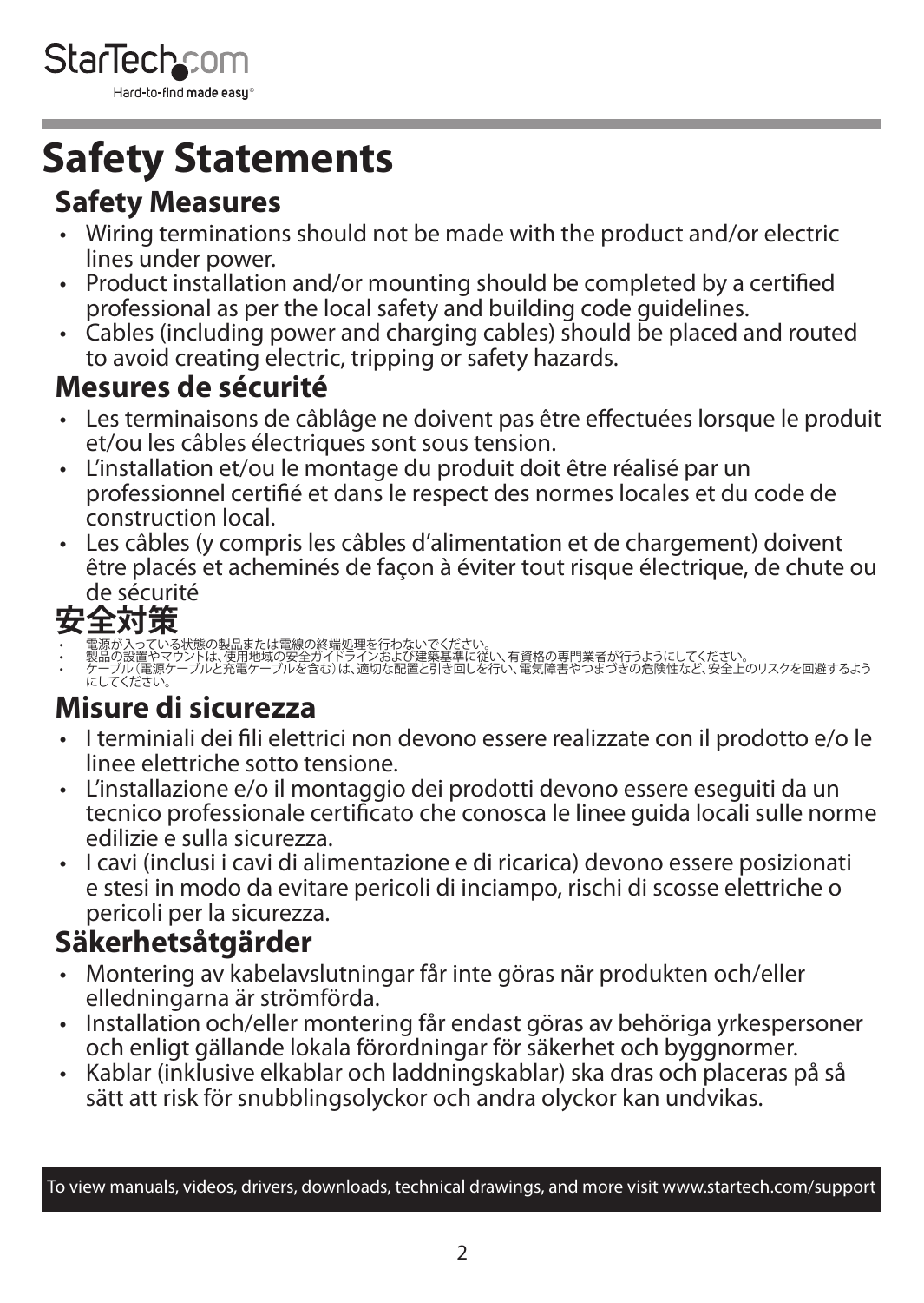# Safety Statements

## Safety Measures

- Wiring terminations should not be made with the product and/or electric lines under power.
- Product installation and/or mounting should be completed by a certified professional as per the local safety and building code guidelines.
- Cables (including power and charging cables) should be placed and routed to avoid creating electric, tripping or safety hazards.

## Mesures de sécurité

- Les terminaisons de câblâge ne doivent pas être effectuées lorsque le produit et/ou les câbles électriques sont sous tension.
- L'installation et/ou le montage du produit doit être réalisé par un professionnel certifié et dans le respect des normes locales et du code de construction local.
- Les câbles (y compris les câbles d'alimentation et de chargement) doivent être placés et acheminés de façon à éviter tout risque électrique, de chute ou de sécurité

## 安全対策

- 電源が入っている状態の製品または電線の終端処理を行わないでください。
- 製品の設置やマウントは、使用地域の安全ガイドラインおよび建築基準に従い、有資格の専門業者が行うようにしてください。
- ケーブル（電源ケーブルと充電ケーブルを含む）は、適切な配置と引き回しを行い、電気障害やつまづきの危険性など、安全上のリスクを回避するようにしてください。

## Misure di sicurezza

- I terminiali dei fili elettrici non devono essere realizzate con il prodotto e/o le linee elettriche sotto tensione.
- L'installazione e/o il montaggio dei prodotti devono essere eseguiti da un tecnico professionale certificato che conosca le linee guida locali sulle norme edilizie e sulla sicurezza.
- I cavi (inclusi i cavi di alimentazione e di ricarica) devono essere posizionati e stesi in modo da evitare pericoli di inciampo, rischi di scosse elettriche o pericoli per la sicurezza.

## Säkerhetsåtgärder

- Montering av kabelavslutningar får inte göras när produkten och/eller elledningarna är strömförda.
- Installation och/eller montering får endast göras av behöriga yrkespersoner och enligt gällande lokala förordningar för säkerhet och byggnormer.
- Kablar (inklusive elkablar och laddningskablar) ska dras och placeras på så sätt att risk för snubblingsolyckor och andra olyckor kan undvikas.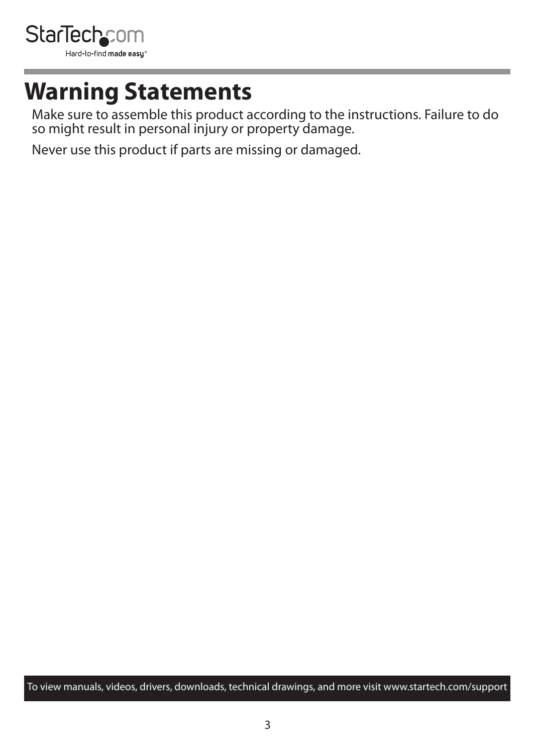# Warning Statements

Make sure to assemble this product according to the instructions. Failure to do so might result in personal injury or property damage.

Never use this product if parts are missing or damaged.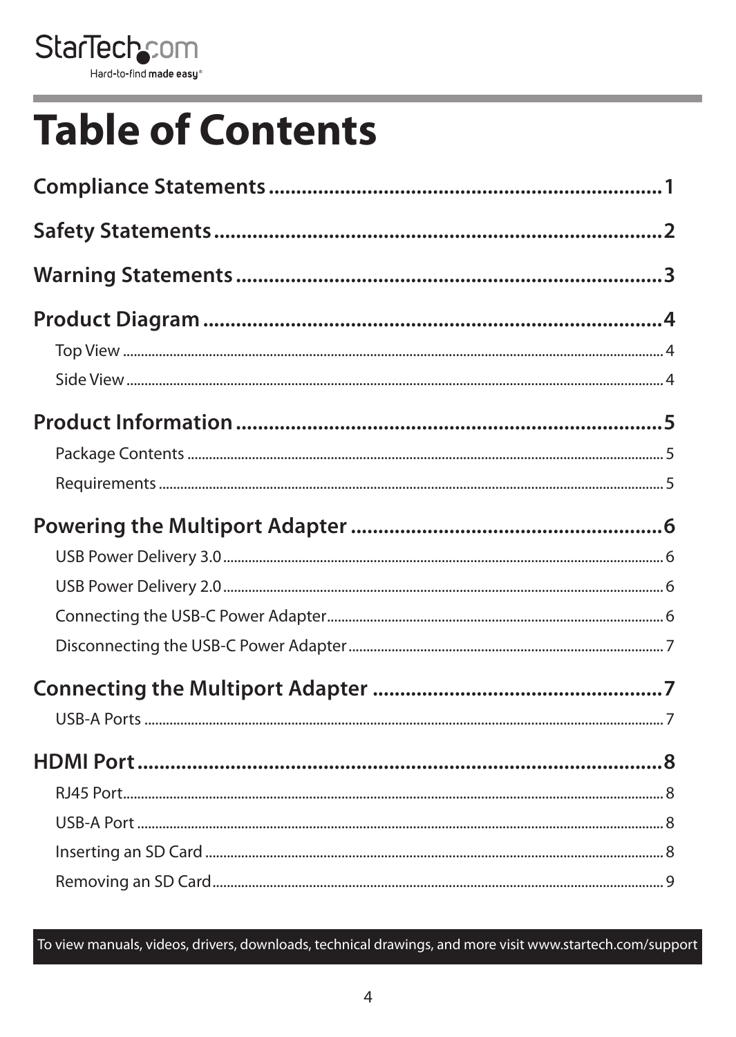# Table of Contents

**Compliance Statements** ........................................................................ 1

**Safety Statements** ................................................................................. 2

**Warning Statements** ............................................................................. 3

**Product Diagram** ................................................................................... 4

- Top View ........................................................................................... 4
- Side View .......................................................................................... 4

**Product Information** ............................................................................. 5

- Package Contents ............................................................................ 5
- Requirements .................................................................................... 5

**Powering the Multiport Adapter** ........................................................ 6

- USB Power Delivery 3.0 ................................................................... 6
- USB Power Delivery 2.0 ................................................................... 6
- Connecting the USB-C Power Adapter ........................................... 6
- Disconnecting the USB-C Power Adapter ...................................... 7

**Connecting the Multiport Adapter** ..................................................... 7

- USB-A Ports ...................................................................................... 7

**HDMI Port** ............................................................................................... 8

- RJ45 Port ........................................................................................... 8
- USB-A Port ........................................................................................ 8
- Inserting an SD Card ........................................................................ 8
- Removing an SD Card ...................................................................... 9

To view manuals, videos, drivers, downloads, technical drawings, and more visit www.startech.com/support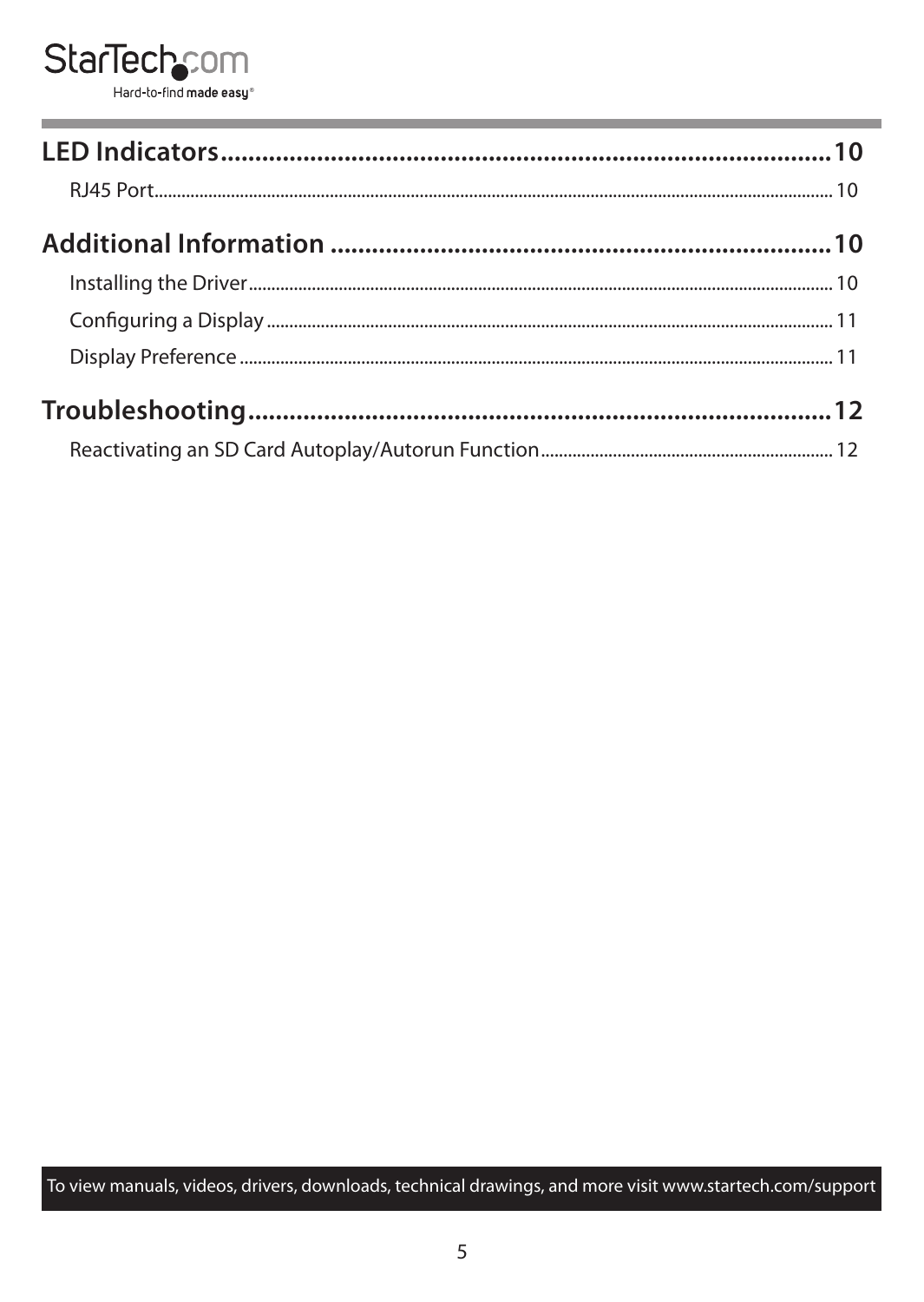**LED Indicators** ......................................................................................... 10

RJ45 Port ......................................................................................... 10

**Additional Information** ......................................................................................... 10

Installing the Driver ......................................................................................... 10

Configuring a Display ......................................................................................... 11

Display Preference ......................................................................................... 11

**Troubleshooting** ......................................................................................... 12

Reactivating an SD Card Autoplay/Autorun Function ......................................................................................... 12

To view manuals, videos, drivers, downloads, technical drawings, and more visit www.startech.com/support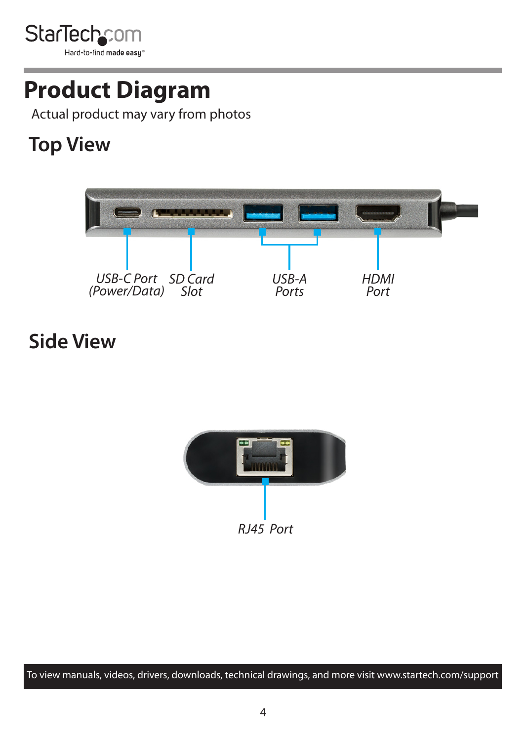# Product Diagram

Actual product may vary from photos

## Top View

*USB-C Port (Power/Data)*

*SD Card Slot*

*USB-A Ports*

*HDMI Port*

## Side View

*RJ45 Port*

To view manuals, videos, drivers, downloads, technical drawings, and more visit www.startech.com/support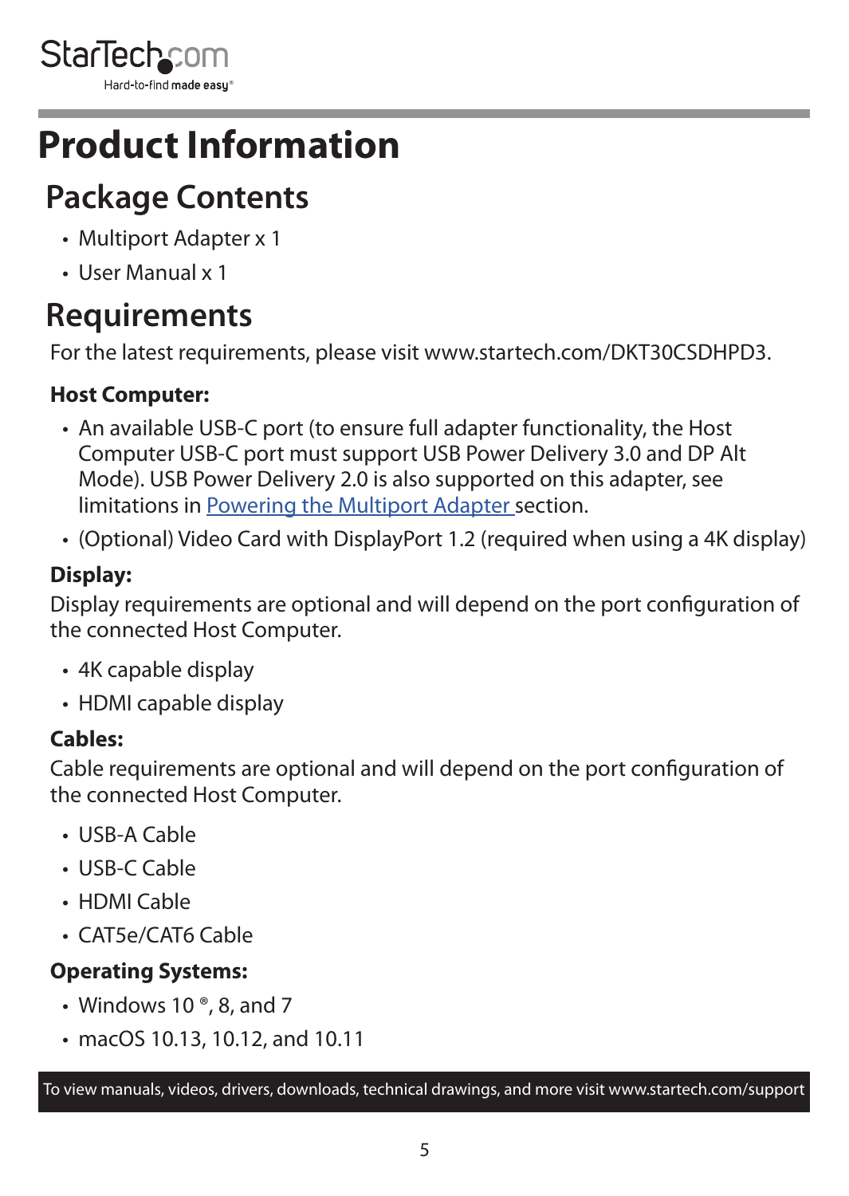# Product Information

## Package Contents

- Multiport Adapter x 1
- User Manual x 1

## Requirements

For the latest requirements, please visit www.startech.com/DKT30CSDHPD3.

**Host Computer:**

- An available USB-C port (to ensure full adapter functionality, the Host Computer USB-C port must support USB Power Delivery 3.0 and DP Alt Mode). USB Power Delivery 2.0 is also supported on this adapter, see limitations in Powering the Multiport Adapter section.
- (Optional) Video Card with DisplayPort 1.2 (required when using a 4K display)

**Display:**

Display requirements are optional and will depend on the port configuration of the connected Host Computer.

- 4K capable display
- HDMI capable display

**Cables:**

Cable requirements are optional and will depend on the port configuration of the connected Host Computer.

- USB-A Cable
- USB-C Cable
- HDMI Cable
- CAT5e/CAT6 Cable

**Operating Systems:**

- Windows 10 ®, 8, and 7
- macOS 10.13, 10.12, and 10.11

To view manuals, videos, drivers, downloads, technical drawings, and more visit www.startech.com/support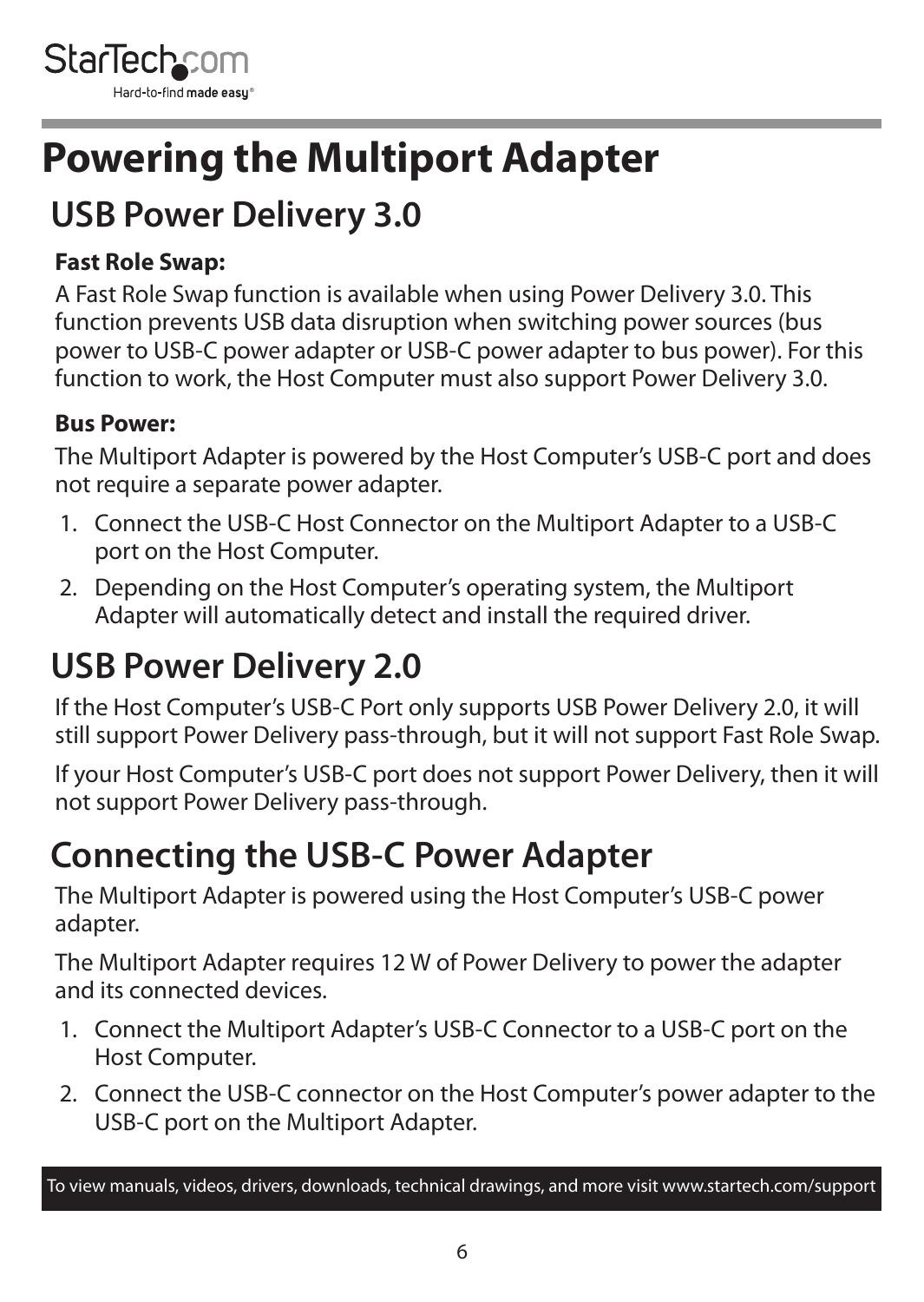# Powering the Multiport Adapter

## USB Power Delivery 3.0

**Fast Role Swap:**

A Fast Role Swap function is available when using Power Delivery 3.0. This function prevents USB data disruption when switching power sources (bus power to USB-C power adapter or USB-C power adapter to bus power). For this function to work, the Host Computer must also support Power Delivery 3.0.

**Bus Power:**

The Multiport Adapter is powered by the Host Computer's USB-C port and does not require a separate power adapter.

1. Connect the USB-C Host Connector on the Multiport Adapter to a USB-C port on the Host Computer.
2. Depending on the Host Computer's operating system, the Multiport Adapter will automatically detect and install the required driver.

## USB Power Delivery 2.0

If the Host Computer's USB-C Port only supports USB Power Delivery 2.0, it will still support Power Delivery pass-through, but it will not support Fast Role Swap.

If your Host Computer's USB-C port does not support Power Delivery, then it will not support Power Delivery pass-through.

## Connecting the USB-C Power Adapter

The Multiport Adapter is powered using the Host Computer's USB-C power adapter.

The Multiport Adapter requires 12 W of Power Delivery to power the adapter and its connected devices.

1. Connect the Multiport Adapter's USB-C Connector to a USB-C port on the Host Computer.
2. Connect the USB-C connector on the Host Computer's power adapter to the USB-C port on the Multiport Adapter.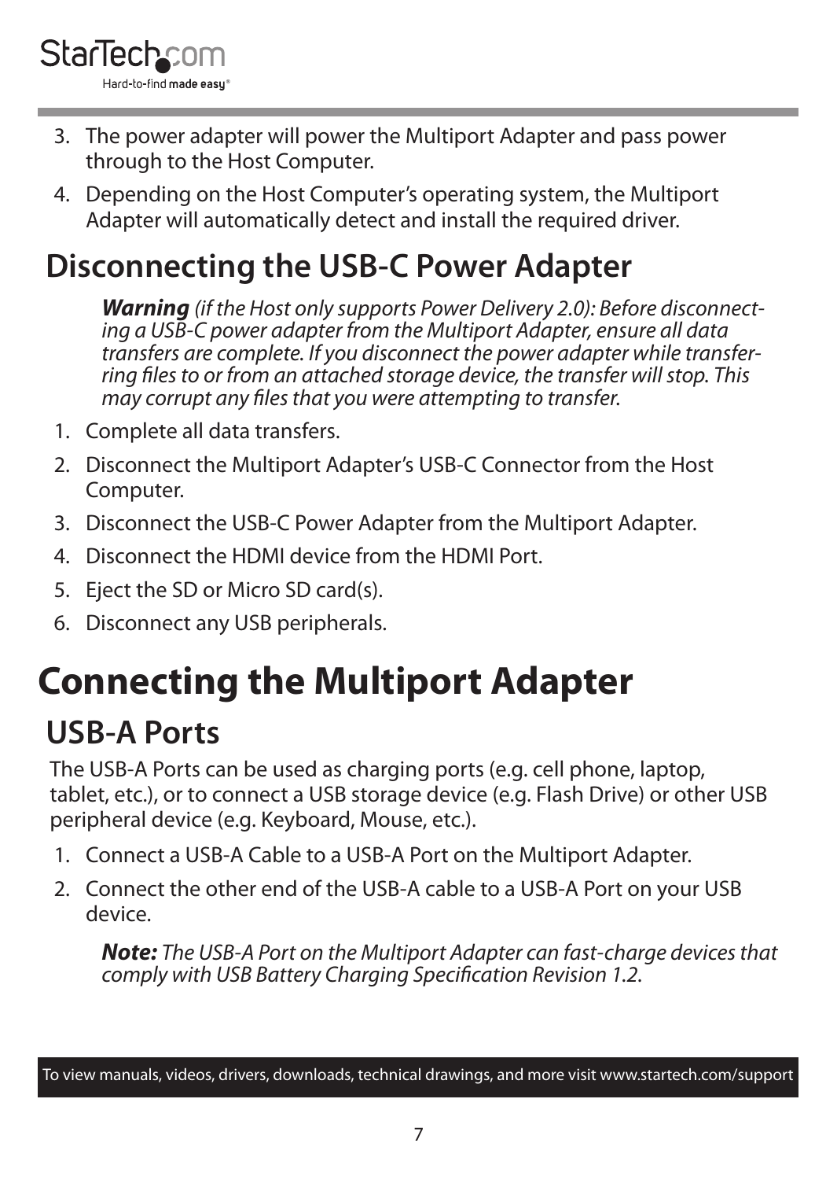3. The power adapter will power the Multiport Adapter and pass power through to the Host Computer.
4. Depending on the Host Computer's operating system, the Multiport Adapter will automatically detect and install the required driver.

## Disconnecting the USB-C Power Adapter

***Warning*** *(if the Host only supports Power Delivery 2.0): Before disconnecting a USB-C power adapter from the Multiport Adapter, ensure all data transfers are complete. If you disconnect the power adapter while transferring files to or from an attached storage device, the transfer will stop. This may corrupt any files that you were attempting to transfer.*

1. Complete all data transfers.
2. Disconnect the Multiport Adapter's USB-C Connector from the Host Computer.
3. Disconnect the USB-C Power Adapter from the Multiport Adapter.
4. Disconnect the HDMI device from the HDMI Port.
5. Eject the SD or Micro SD card(s).
6. Disconnect any USB peripherals.

# Connecting the Multiport Adapter

## USB-A Ports

The USB-A Ports can be used as charging ports (e.g. cell phone, laptop, tablet, etc.), or to connect a USB storage device (e.g. Flash Drive) or other USB peripheral device (e.g. Keyboard, Mouse, etc.).

1. Connect a USB-A Cable to a USB-A Port on the Multiport Adapter.
2. Connect the other end of the USB-A cable to a USB-A Port on your USB device.

***Note:*** *The USB-A Port on the Multiport Adapter can fast-charge devices that comply with USB Battery Charging Specification Revision 1.2.*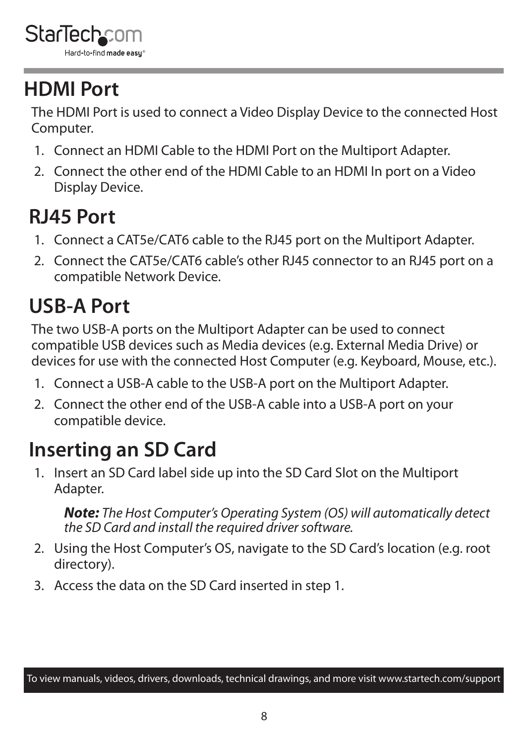## HDMI Port

The HDMI Port is used to connect a Video Display Device to the connected Host Computer.

1. Connect an HDMI Cable to the HDMI Port on the Multiport Adapter.
2. Connect the other end of the HDMI Cable to an HDMI In port on a Video Display Device.

## RJ45 Port

1. Connect a CAT5e/CAT6 cable to the RJ45 port on the Multiport Adapter.
2. Connect the CAT5e/CAT6 cable's other RJ45 connector to an RJ45 port on a compatible Network Device.

## USB-A Port

The two USB-A ports on the Multiport Adapter can be used to connect compatible USB devices such as Media devices (e.g. External Media Drive) or devices for use with the connected Host Computer (e.g. Keyboard, Mouse, etc.).

1. Connect a USB-A cable to the USB-A port on the Multiport Adapter.
2. Connect the other end of the USB-A cable into a USB-A port on your compatible device.

## Inserting an SD Card

1. Insert an SD Card label side up into the SD Card Slot on the Multiport Adapter.

   ***Note:*** *The Host Computer's Operating System (OS) will automatically detect the SD Card and install the required driver software.*

2. Using the Host Computer's OS, navigate to the SD Card's location (e.g. root directory).
3. Access the data on the SD Card inserted in step 1.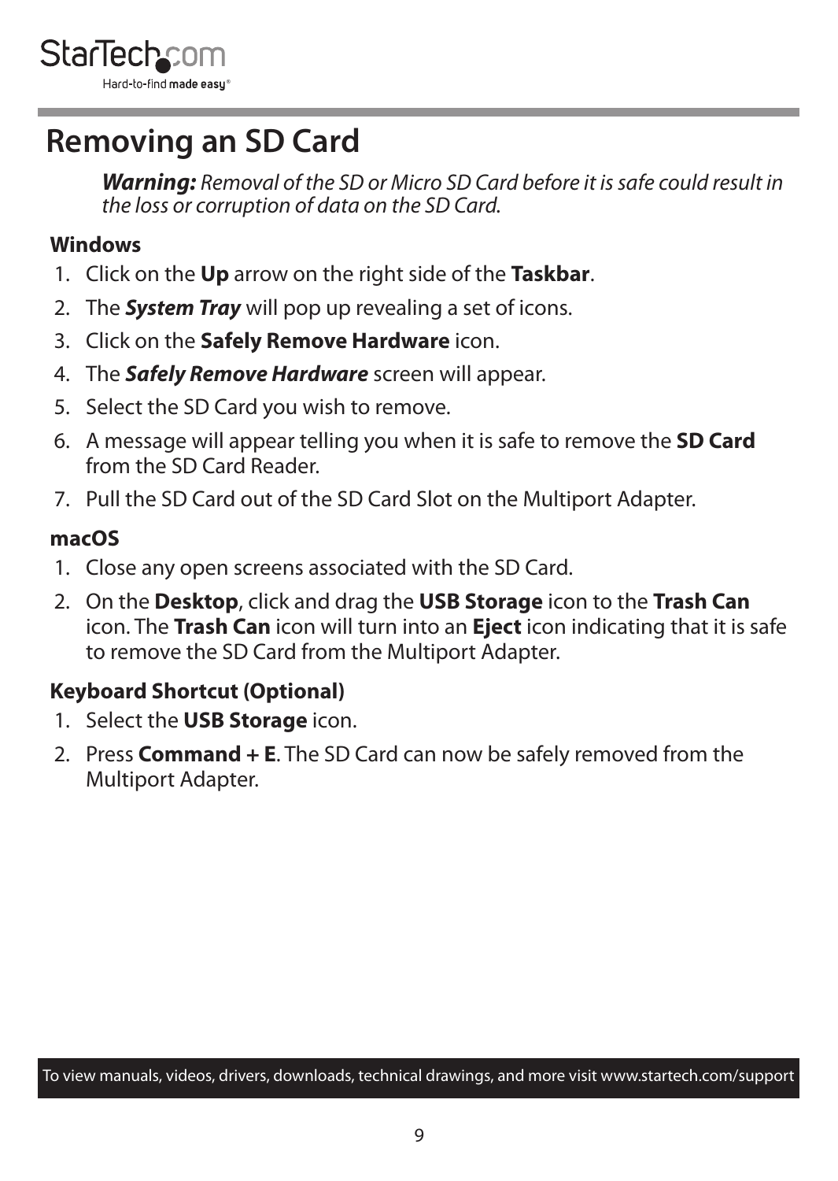# Removing an SD Card

***Warning:*** *Removal of the SD or Micro SD Card before it is safe could result in the loss or corruption of data on the SD Card.*

**Windows**

1. Click on the **Up** arrow on the right side of the **Taskbar**.
2. The ***System Tray*** will pop up revealing a set of icons.
3. Click on the **Safely Remove Hardware** icon.
4. The ***Safely Remove Hardware*** screen will appear.
5. Select the SD Card you wish to remove.
6. A message will appear telling you when it is safe to remove the **SD Card** from the SD Card Reader.
7. Pull the SD Card out of the SD Card Slot on the Multiport Adapter.

**macOS**

1. Close any open screens associated with the SD Card.
2. On the **Desktop**, click and drag the **USB Storage** icon to the **Trash Can** icon. The **Trash Can** icon will turn into an **Eject** icon indicating that it is safe to remove the SD Card from the Multiport Adapter.

**Keyboard Shortcut (Optional)**

1. Select the **USB Storage** icon.
2. Press **Command + E**. The SD Card can now be safely removed from the Multiport Adapter.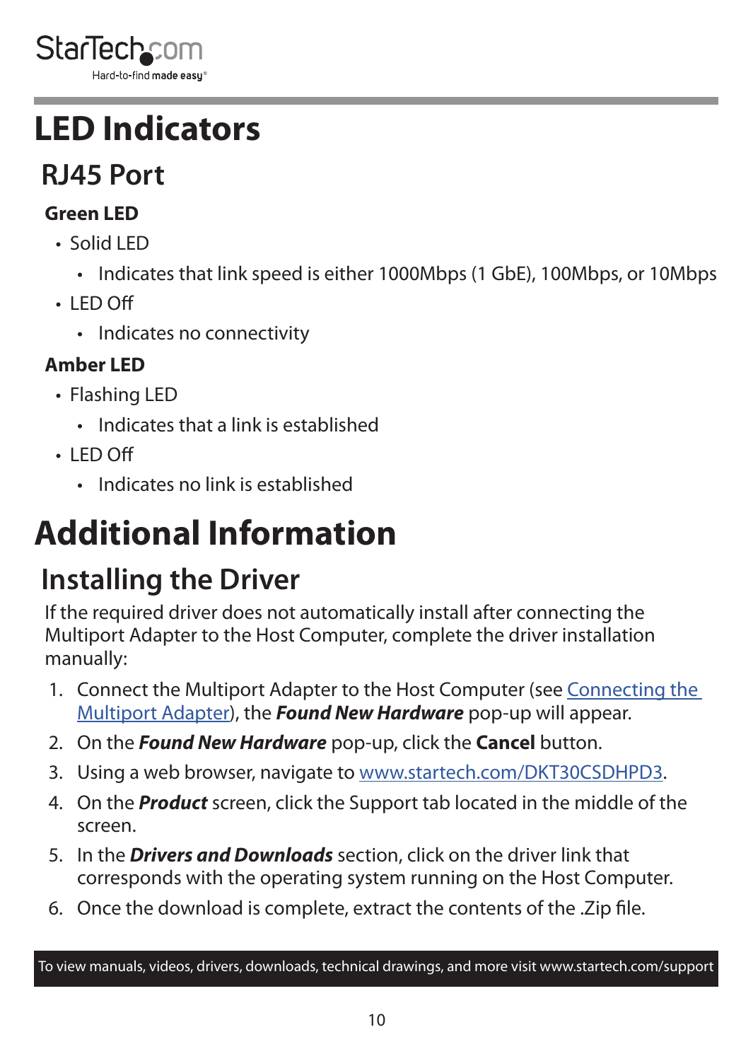# LED Indicators

## RJ45 Port

### Green LED

- Solid LED
    - Indicates that link speed is either 1000Mbps (1 GbE), 100Mbps, or 10Mbps
- LED Off
    - Indicates no connectivity

### Amber LED

- Flashing LED
    - Indicates that a link is established
- LED Off
    - Indicates no link is established

# Additional Information

## Installing the Driver

If the required driver does not automatically install after connecting the Multiport Adapter to the Host Computer, complete the driver installation manually:

1. Connect the Multiport Adapter to the Host Computer (see Connecting the Multiport Adapter), the ***Found New Hardware*** pop-up will appear.
2. On the ***Found New Hardware*** pop-up, click the **Cancel** button.
3. Using a web browser, navigate to www.startech.com/DKT30CSDHPD3.
4. On the ***Product*** screen, click the Support tab located in the middle of the screen.
5. In the ***Drivers and Downloads*** section, click on the driver link that corresponds with the operating system running on the Host Computer.
6. Once the download is complete, extract the contents of the .Zip file.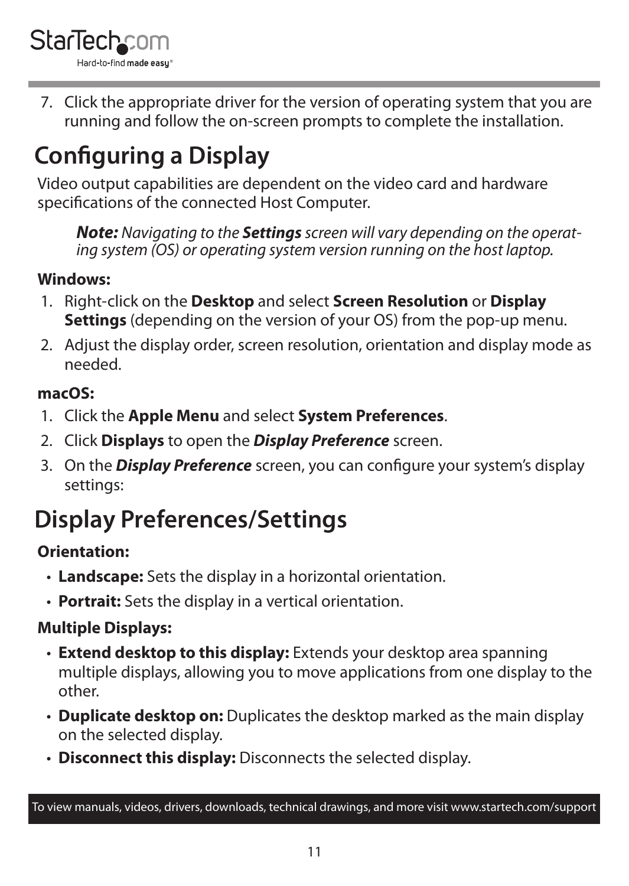7. Click the appropriate driver for the version of operating system that you are running and follow the on-screen prompts to complete the installation.

## Configuring a Display

Video output capabilities are dependent on the video card and hardware specifications of the connected Host Computer.

> ***Note:*** *Navigating to the* ***Settings*** *screen will vary depending on the operating system (OS) or operating system version running on the host laptop.*

**Windows:**

1. Right-click on the **Desktop** and select **Screen Resolution** or **Display Settings** (depending on the version of your OS) from the pop-up menu.
2. Adjust the display order, screen resolution, orientation and display mode as needed.

**macOS:**

1. Click the **Apple Menu** and select **System Preferences**.
2. Click **Displays** to open the ***Display Preference*** screen.
3. On the ***Display Preference*** screen, you can configure your system's display settings:

## Display Preferences/Settings

**Orientation:**

- **Landscape:** Sets the display in a horizontal orientation.
- **Portrait:** Sets the display in a vertical orientation.

**Multiple Displays:**

- **Extend desktop to this display:** Extends your desktop area spanning multiple displays, allowing you to move applications from one display to the other.
- **Duplicate desktop on:** Duplicates the desktop marked as the main display on the selected display.
- **Disconnect this display:** Disconnects the selected display.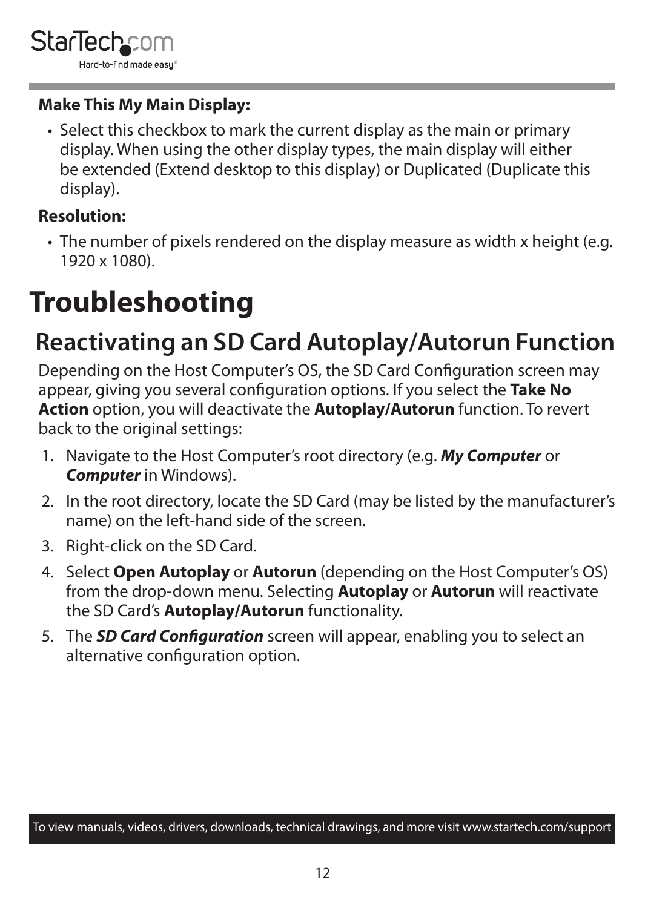**Make This My Main Display:**

- Select this checkbox to mark the current display as the main or primary display. When using the other display types, the main display will either be extended (Extend desktop to this display) or Duplicated (Duplicate this display).

**Resolution:**

- The number of pixels rendered on the display measure as width x height (e.g. 1920 x 1080).

# Troubleshooting

## Reactivating an SD Card Autoplay/Autorun Function

Depending on the Host Computer's OS, the SD Card Configuration screen may appear, giving you several configuration options. If you select the **Take No Action** option, you will deactivate the **Autoplay/Autorun** function. To revert back to the original settings:

1. Navigate to the Host Computer's root directory (e.g. ***My Computer*** or ***Computer*** in Windows).
2. In the root directory, locate the SD Card (may be listed by the manufacturer's name) on the left-hand side of the screen.
3. Right-click on the SD Card.
4. Select **Open Autoplay** or **Autorun** (depending on the Host Computer's OS) from the drop-down menu. Selecting **Autoplay** or **Autorun** will reactivate the SD Card's **Autoplay/Autorun** functionality.
5. The ***SD Card Configuration*** screen will appear, enabling you to select an alternative configuration option.

To view manuals, videos, drivers, downloads, technical drawings, and more visit www.startech.com/support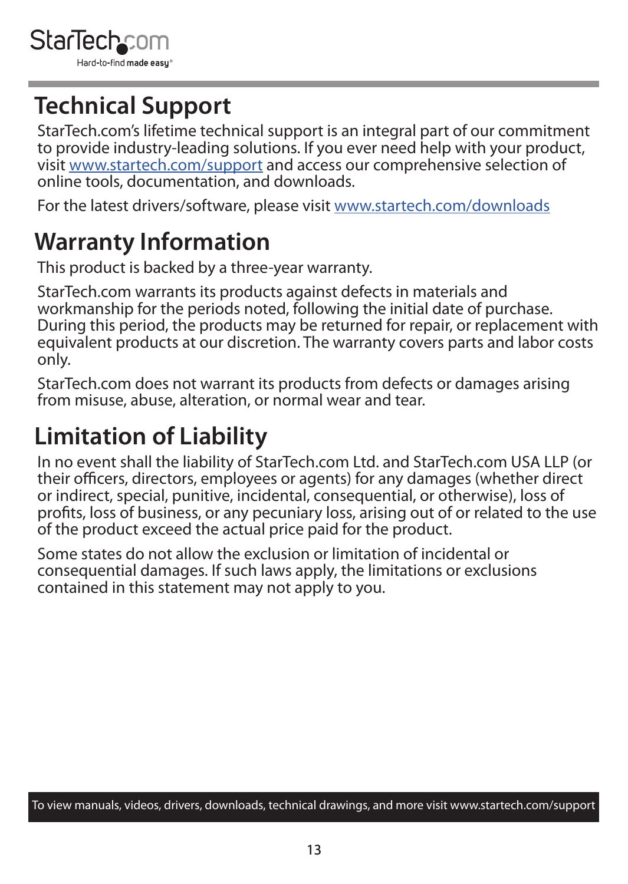## Technical Support

StarTech.com's lifetime technical support is an integral part of our commitment to provide industry-leading solutions. If you ever need help with your product, visit www.startech.com/support and access our comprehensive selection of online tools, documentation, and downloads.

For the latest drivers/software, please visit www.startech.com/downloads

## Warranty Information

This product is backed by a three-year warranty.

StarTech.com warrants its products against defects in materials and workmanship for the periods noted, following the initial date of purchase. During this period, the products may be returned for repair, or replacement with equivalent products at our discretion. The warranty covers parts and labor costs only.

StarTech.com does not warrant its products from defects or damages arising from misuse, abuse, alteration, or normal wear and tear.

## Limitation of Liability

In no event shall the liability of StarTech.com Ltd. and StarTech.com USA LLP (or their officers, directors, employees or agents) for any damages (whether direct or indirect, special, punitive, incidental, consequential, or otherwise), loss of profits, loss of business, or any pecuniary loss, arising out of or related to the use of the product exceed the actual price paid for the product.

Some states do not allow the exclusion or limitation of incidental or consequential damages. If such laws apply, the limitations or exclusions contained in this statement may not apply to you.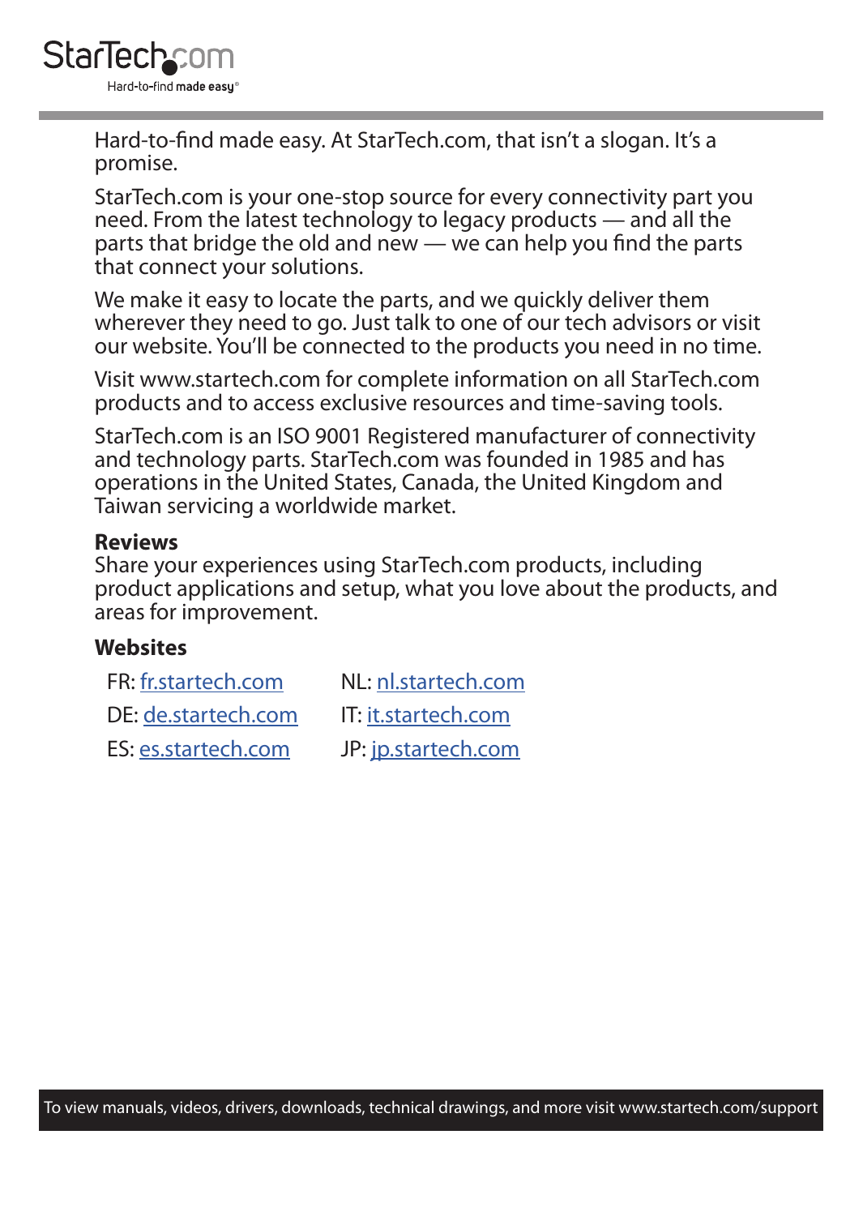Hard-to-find made easy. At StarTech.com, that isn't a slogan. It's a promise.

StarTech.com is your one-stop source for every connectivity part you need. From the latest technology to legacy products — and all the parts that bridge the old and new — we can help you find the parts that connect your solutions.

We make it easy to locate the parts, and we quickly deliver them wherever they need to go. Just talk to one of our tech advisors or visit our website. You'll be connected to the products you need in no time.

Visit www.startech.com for complete information on all StarTech.com products and to access exclusive resources and time-saving tools.

StarTech.com is an ISO 9001 Registered manufacturer of connectivity and technology parts. StarTech.com was founded in 1985 and has operations in the United States, Canada, the United Kingdom and Taiwan servicing a worldwide market.

**Reviews**

Share your experiences using StarTech.com products, including product applications and setup, what you love about the products, and areas for improvement.

**Websites**

FR: fr.startech.com

DE: de.startech.com

ES: es.startech.com

NL: nl.startech.com

IT: it.startech.com

JP: jp.startech.com

To view manuals, videos, drivers, downloads, technical drawings, and more visit www.startech.com/support